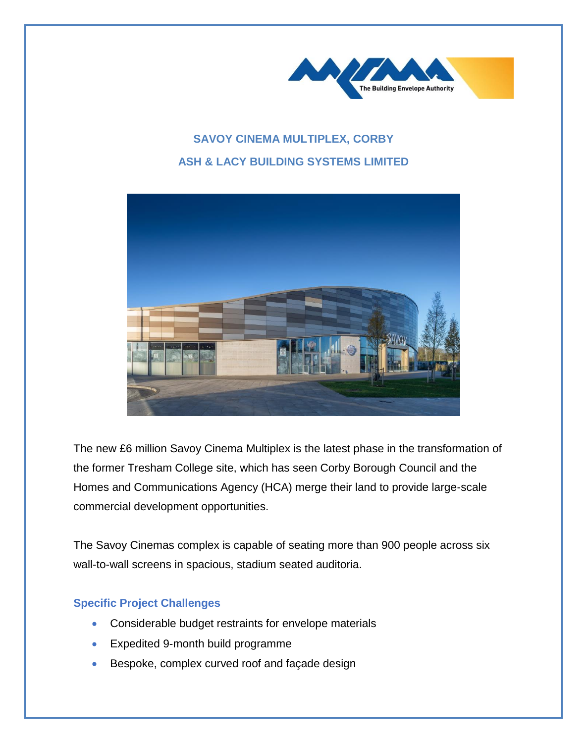## SAVOY CINEMA MULTIPLEX, CORBY

## ASH & LACY BUILDING SYSTEMS LIMITED

The new £6 million Savoy Cinema Multiplex is the latest phase in the transformation of the former Tresham College site, which has seen Corby Borough Council and the Homes and Communications Agency (HCA) merge their land to provide large-scale commercial development opportunities.

The Savoy Cinemas complex is capable of seating more than 900 people across six wall-to-wall screens in spacious, stadium seated auditoria.

### Specific Project Challenges

- Considerable budget restraints for envelope materials
- Expedited 9-month build programme
- Bespoke, complex curved roof and façade design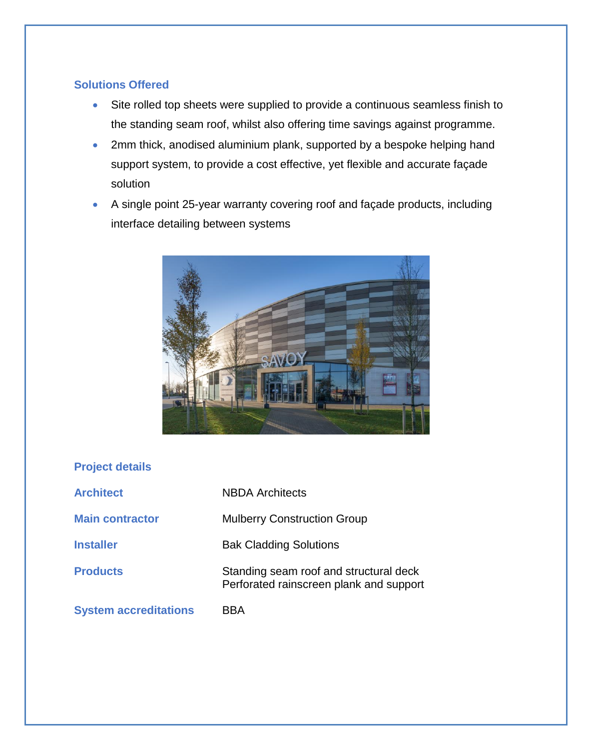## Solutions Offered

- Site rolled top sheets were supplied to provide a continuous seamless finish to the standing seam roof, whilst also offering time savings against programme.
- 2mm thick, anodised aluminium plank, supported by a bespoke helping hand support system, to provide a cost effective, yet flexible and accurate façade solution
- A single point 25-year warranty covering roof and façade products, including interface detailing between systems

## Project details

| | |
|---|---|
| **Architect** | NBDA Architects |
| **Main contractor** | Mulberry Construction Group |
| **Installer** | Bak Cladding Solutions |
| **Products** | Standing seam roof and structural deck<br>Perforated rainscreen plank and support |
| **System accreditations** | BBA |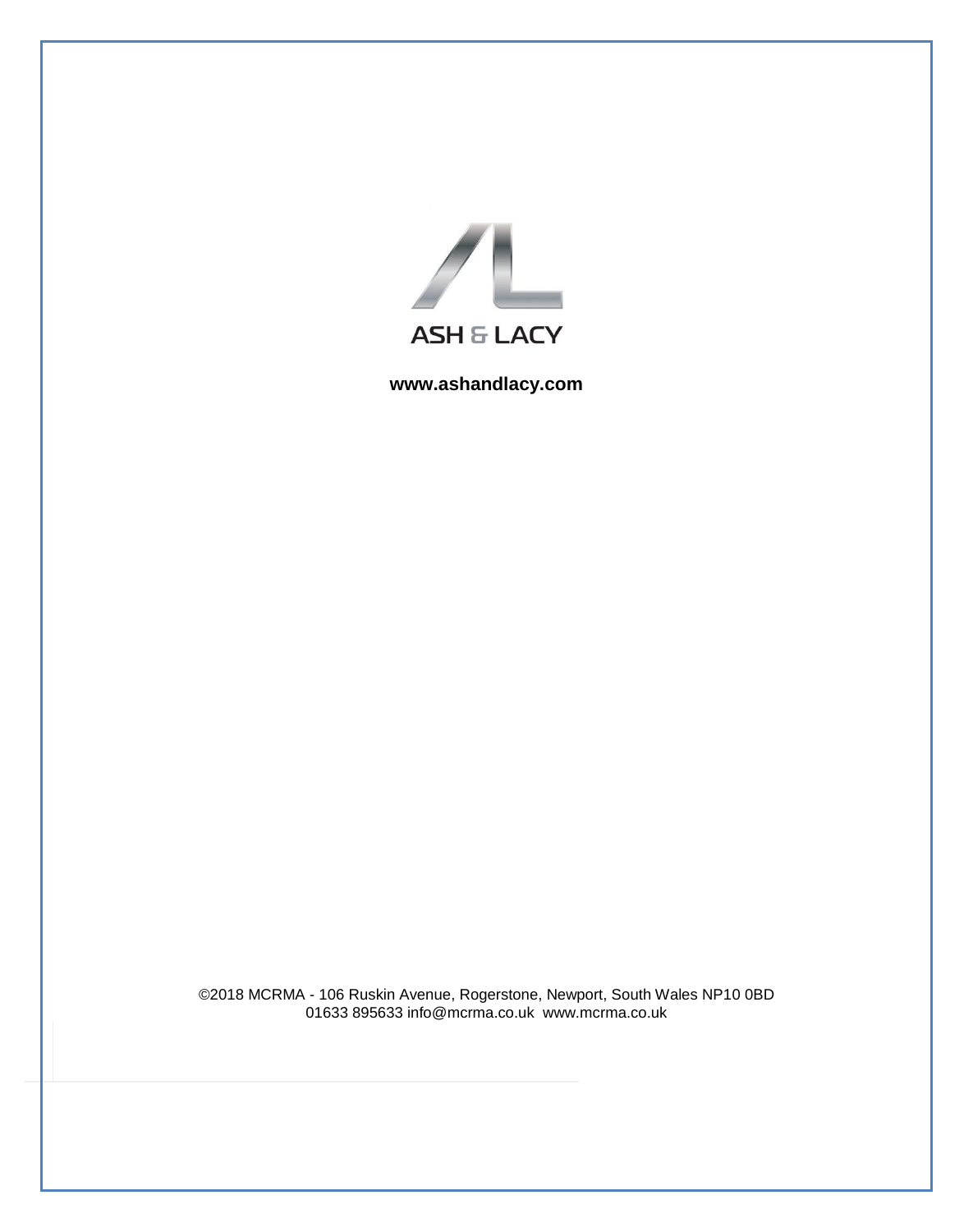ASH & LACY

**www.ashandlacy.com**

©2018 MCRMA - 106 Ruskin Avenue, Rogerstone, Newport, South Wales NP10 0BD
01633 895633 info@mcrma.co.uk www.mcrma.co.uk